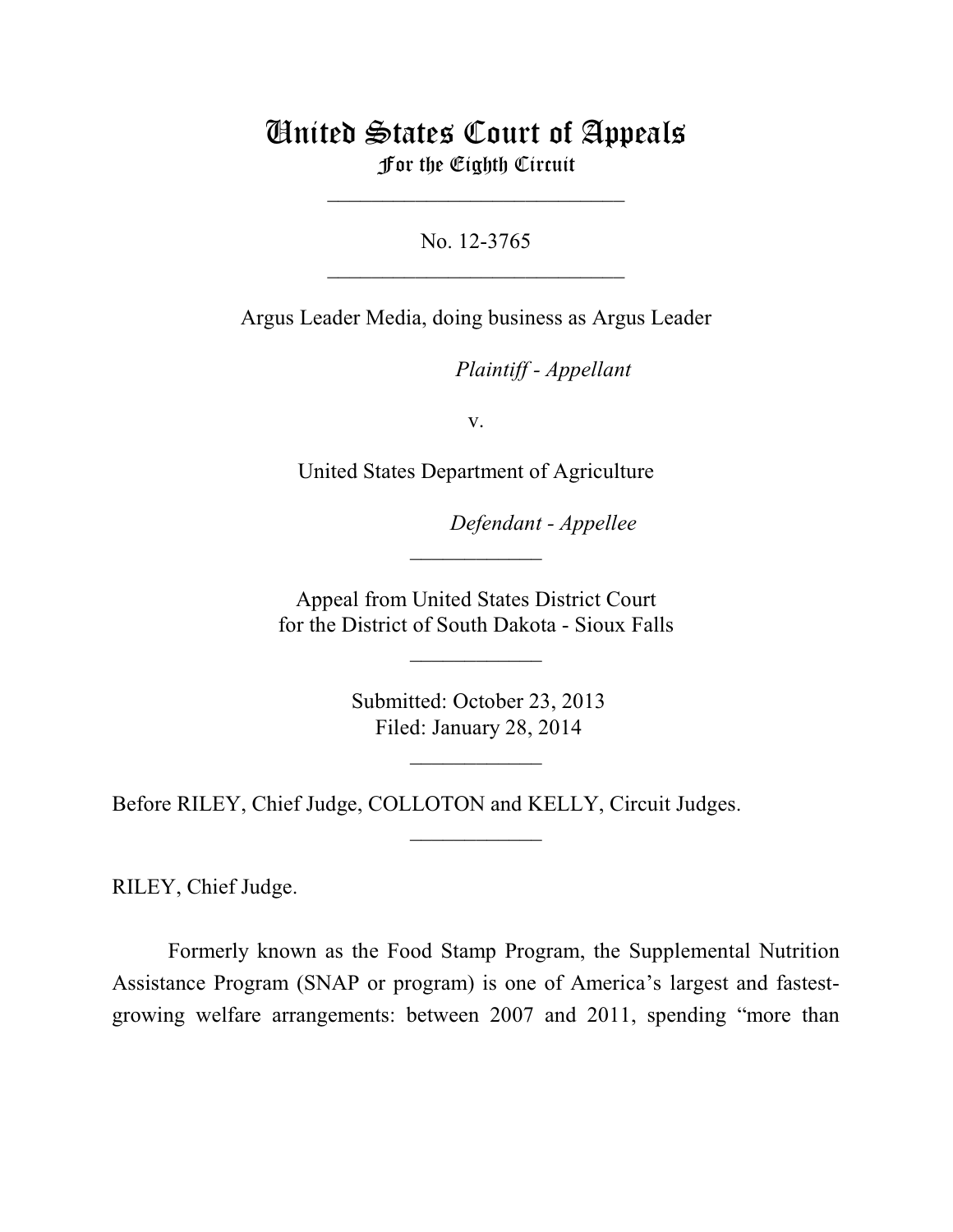# United States Court of Appeals
## For the Eighth Circuit

---

No. 12-3765

---

Argus Leader Media, doing business as Argus Leader

*Plaintiff - Appellant*

v.

United States Department of Agriculture

*Defendant - Appellee*

---

Appeal from United States District Court
for the District of South Dakota - Sioux Falls

---

Submitted: October 23, 2013
Filed: January 28, 2014

---

Before RILEY, Chief Judge, COLLOTON and KELLY, Circuit Judges.

---

RILEY, Chief Judge.

Formerly known as the Food Stamp Program, the Supplemental Nutrition Assistance Program (SNAP or program) is one of America's largest and fastest-growing welfare arrangements: between 2007 and 2011, spending "more than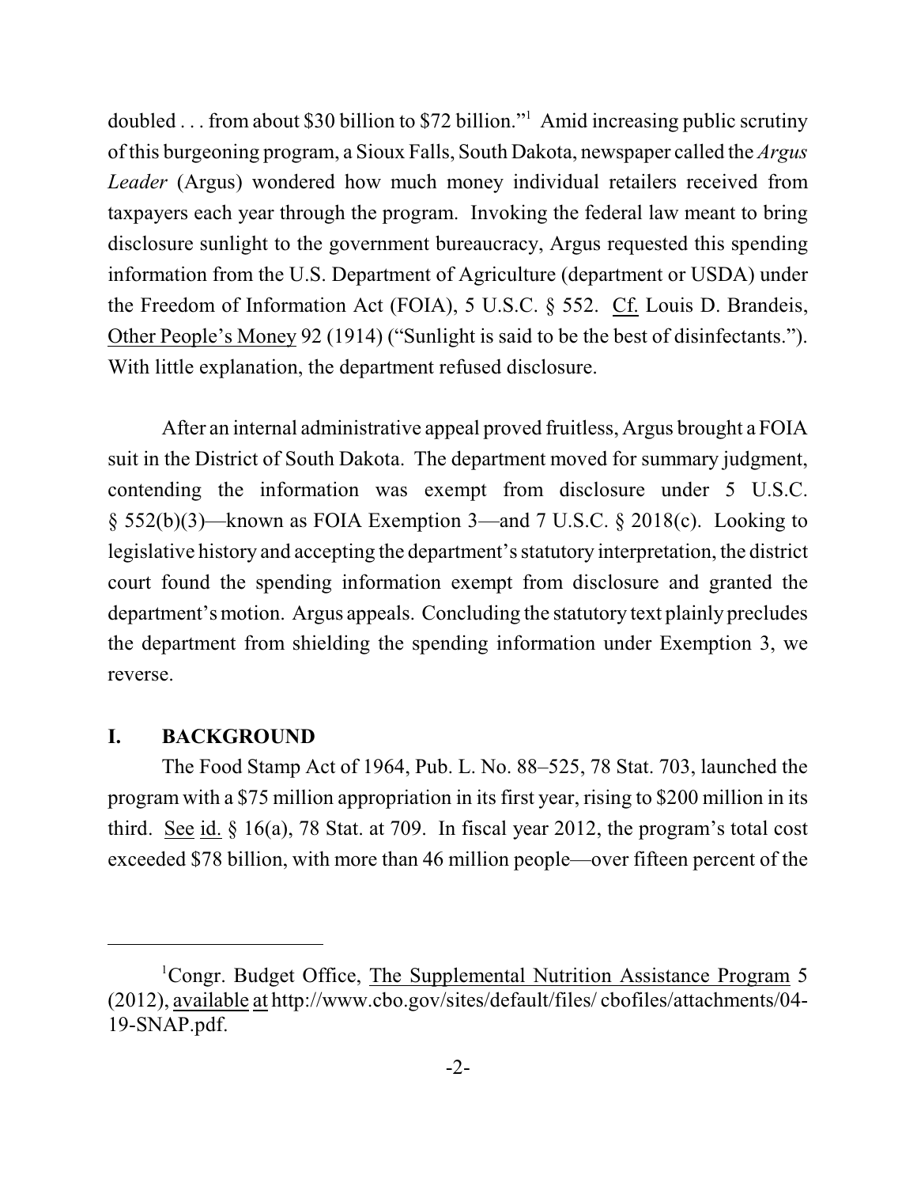doubled . . . from about $30 billion to $72 billion."[1] Amid increasing public scrutiny of this burgeoning program, a Sioux Falls, South Dakota, newspaper called the *Argus Leader* (Argus) wondered how much money individual retailers received from taxpayers each year through the program. Invoking the federal law meant to bring disclosure sunlight to the government bureaucracy, Argus requested this spending information from the U.S. Department of Agriculture (department or USDA) under the Freedom of Information Act (FOIA), 5 U.S.C. § 552. Cf. Louis D. Brandeis, Other People's Money 92 (1914) ("Sunlight is said to be the best of disinfectants."). With little explanation, the department refused disclosure.

After an internal administrative appeal proved fruitless, Argus brought a FOIA suit in the District of South Dakota. The department moved for summary judgment, contending the information was exempt from disclosure under 5 U.S.C. § 552(b)(3)—known as FOIA Exemption 3—and 7 U.S.C. § 2018(c). Looking to legislative history and accepting the department's statutory interpretation, the district court found the spending information exempt from disclosure and granted the department's motion. Argus appeals. Concluding the statutory text plainly precludes the department from shielding the spending information under Exemption 3, we reverse.

## I. BACKGROUND

The Food Stamp Act of 1964, Pub. L. No. 88–525, 78 Stat. 703, launched the program with a $75 million appropriation in its first year, rising to $200 million in its third. See id. § 16(a), 78 Stat. at 709. In fiscal year 2012, the program's total cost exceeded $78 billion, with more than 46 million people—over fifteen percent of the

[1] Congr. Budget Office, The Supplemental Nutrition Assistance Program 5 (2012), available at http://www.cbo.gov/sites/default/files/ cbofiles/attachments/04-19-SNAP.pdf.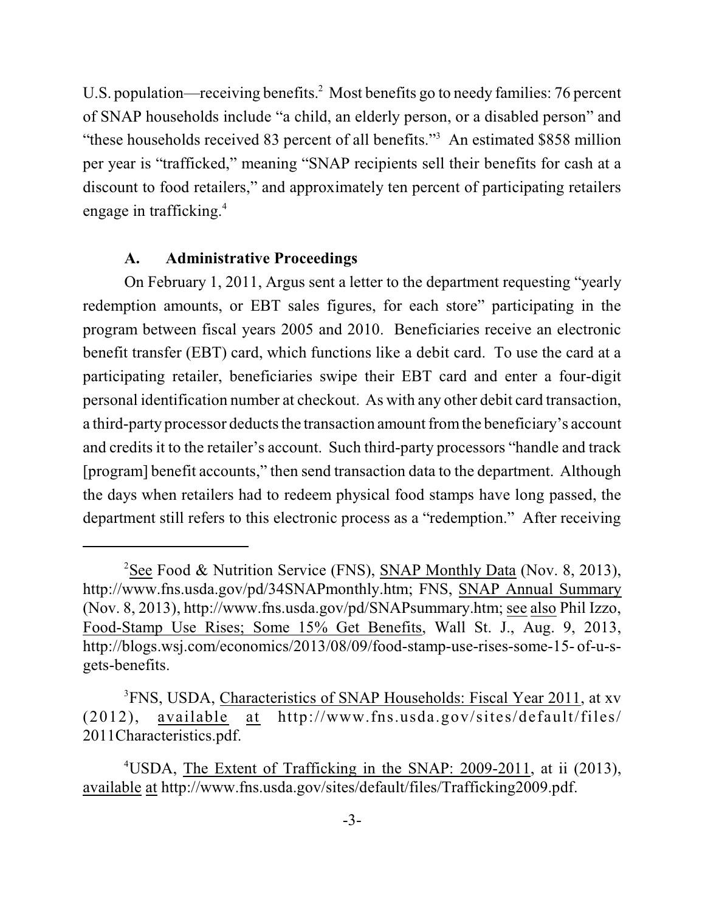U.S. population—receiving benefits.[2] Most benefits go to needy families: 76 percent of SNAP households include "a child, an elderly person, or a disabled person" and "these households received 83 percent of all benefits."[3] An estimated $858 million per year is "trafficked," meaning "SNAP recipients sell their benefits for cash at a discount to food retailers," and approximately ten percent of participating retailers engage in trafficking.[4]

### A. Administrative Proceedings

On February 1, 2011, Argus sent a letter to the department requesting "yearly redemption amounts, or EBT sales figures, for each store" participating in the program between fiscal years 2005 and 2010. Beneficiaries receive an electronic benefit transfer (EBT) card, which functions like a debit card. To use the card at a participating retailer, beneficiaries swipe their EBT card and enter a four-digit personal identification number at checkout. As with any other debit card transaction, a third-party processor deducts the transaction amount from the beneficiary's account and credits it to the retailer's account. Such third-party processors "handle and track [program] benefit accounts," then send transaction data to the department. Although the days when retailers had to redeem physical food stamps have long passed, the department still refers to this electronic process as a "redemption." After receiving

---

[2] See Food & Nutrition Service (FNS), SNAP Monthly Data (Nov. 8, 2013), http://www.fns.usda.gov/pd/34SNAPmonthly.htm; FNS, SNAP Annual Summary (Nov. 8, 2013), http://www.fns.usda.gov/pd/SNAPsummary.htm; see also Phil Izzo, Food-Stamp Use Rises; Some 15% Get Benefits, Wall St. J., Aug. 9, 2013, http://blogs.wsj.com/economics/2013/08/09/food-stamp-use-rises-some-15- of-u-s-gets-benefits.

[3] FNS, USDA, Characteristics of SNAP Households: Fiscal Year 2011, at xv (2012), available at http://www.fns.usda.gov/sites/default/files/2011Characteristics.pdf.

[4] USDA, The Extent of Trafficking in the SNAP: 2009-2011, at ii (2013), available at http://www.fns.usda.gov/sites/default/files/Trafficking2009.pdf.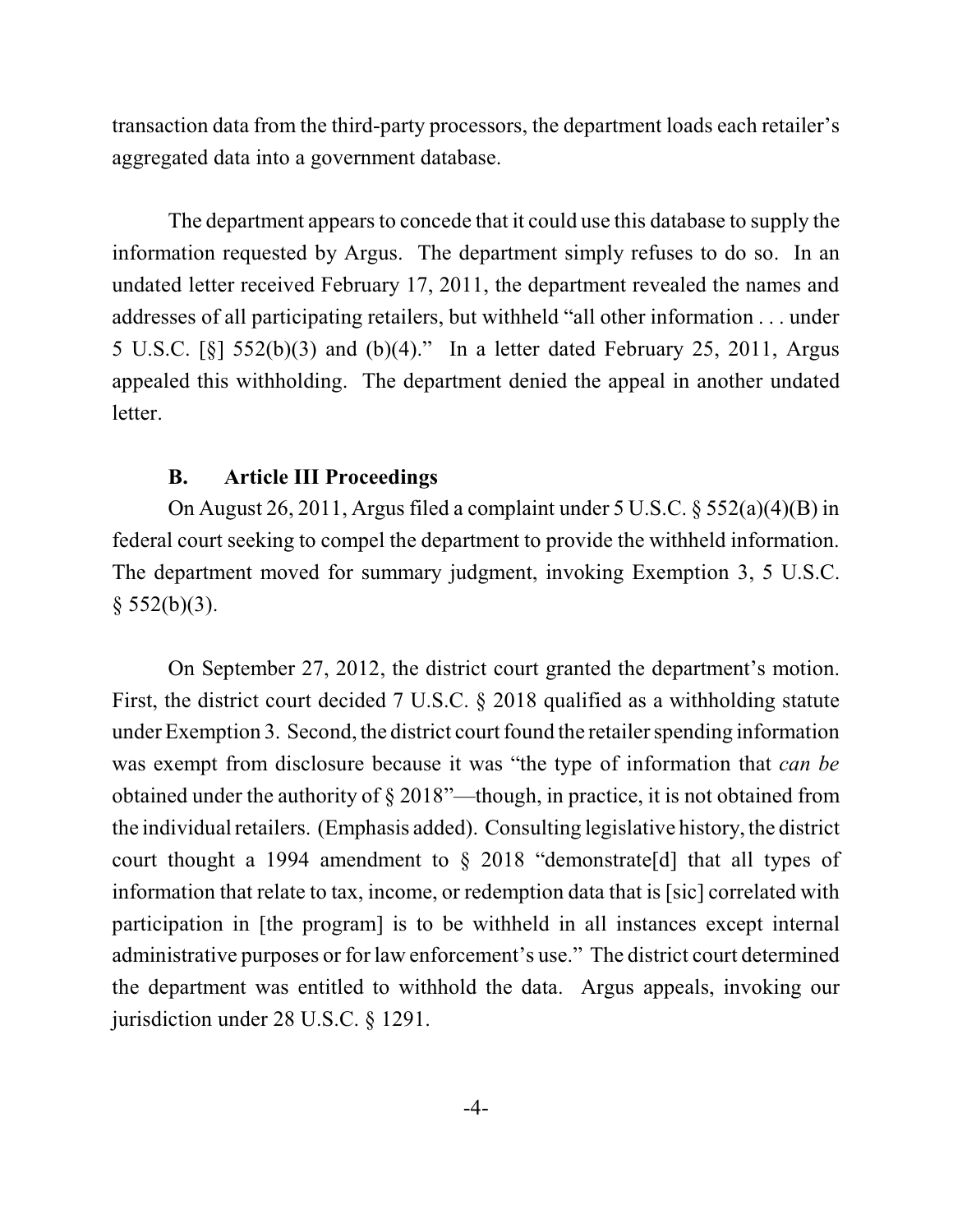transaction data from the third-party processors, the department loads each retailer's aggregated data into a government database.

The department appears to concede that it could use this database to supply the information requested by Argus. The department simply refuses to do so. In an undated letter received February 17, 2011, the department revealed the names and addresses of all participating retailers, but withheld "all other information . . . under 5 U.S.C. [§] 552(b)(3) and (b)(4)." In a letter dated February 25, 2011, Argus appealed this withholding. The department denied the appeal in another undated letter.

### B. Article III Proceedings

On August 26, 2011, Argus filed a complaint under 5 U.S.C. § 552(a)(4)(B) in federal court seeking to compel the department to provide the withheld information. The department moved for summary judgment, invoking Exemption 3, 5 U.S.C. § 552(b)(3).

On September 27, 2012, the district court granted the department's motion. First, the district court decided 7 U.S.C. § 2018 qualified as a withholding statute under Exemption 3. Second, the district court found the retailer spending information was exempt from disclosure because it was "the type of information that *can be* obtained under the authority of § 2018"—though, in practice, it is not obtained from the individual retailers. (Emphasis added). Consulting legislative history, the district court thought a 1994 amendment to § 2018 "demonstrate[d] that all types of information that relate to tax, income, or redemption data that is [sic] correlated with participation in [the program] is to be withheld in all instances except internal administrative purposes or for law enforcement's use." The district court determined the department was entitled to withhold the data. Argus appeals, invoking our jurisdiction under 28 U.S.C. § 1291.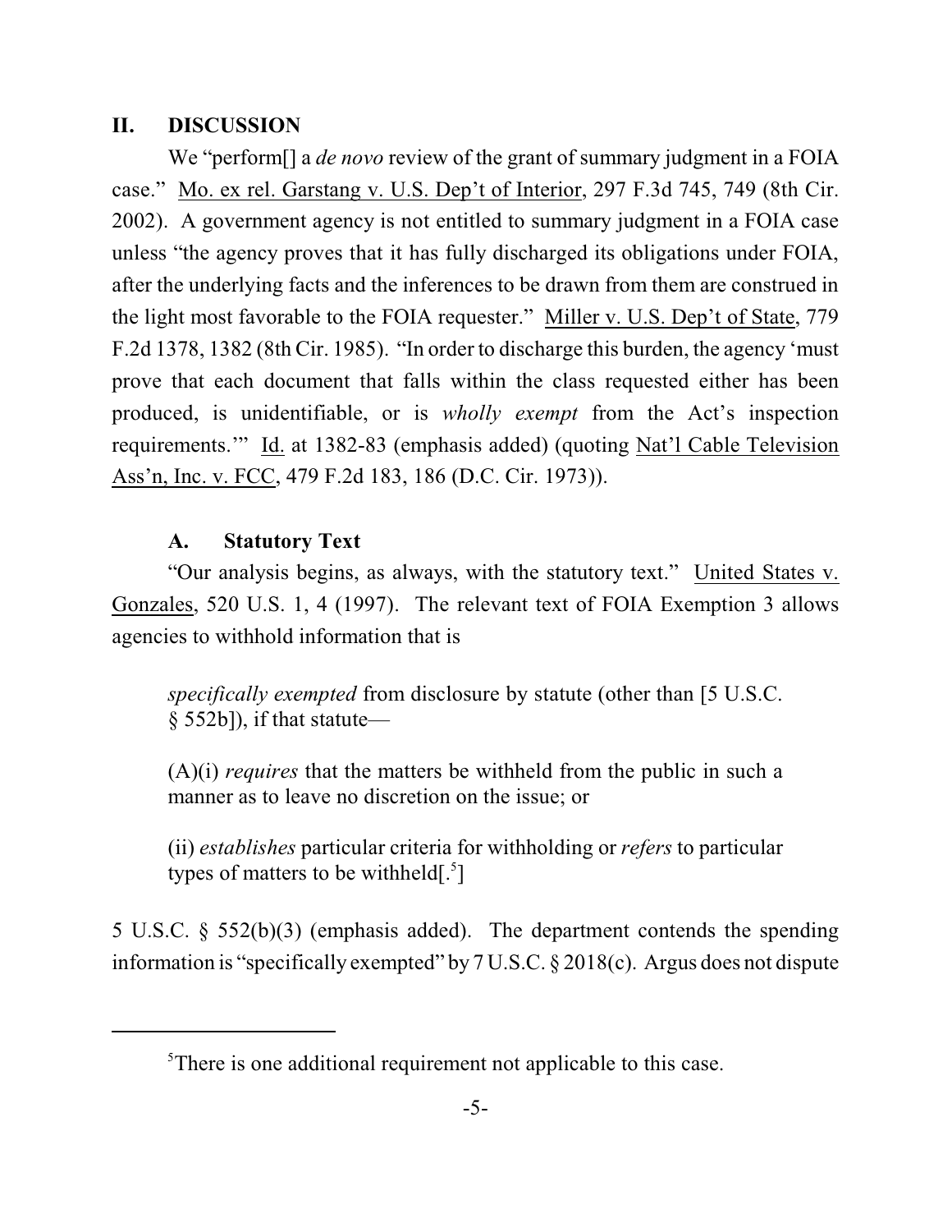## II. DISCUSSION

We "perform[] a *de novo* review of the grant of summary judgment in a FOIA case." Mo. ex rel. Garstang v. U.S. Dep't of Interior, 297 F.3d 745, 749 (8th Cir. 2002). A government agency is not entitled to summary judgment in a FOIA case unless "the agency proves that it has fully discharged its obligations under FOIA, after the underlying facts and the inferences to be drawn from them are construed in the light most favorable to the FOIA requester." Miller v. U.S. Dep't of State, 779 F.2d 1378, 1382 (8th Cir. 1985). "In order to discharge this burden, the agency 'must prove that each document that falls within the class requested either has been produced, is unidentifiable, or is *wholly exempt* from the Act's inspection requirements.'" Id. at 1382-83 (emphasis added) (quoting Nat'l Cable Television Ass'n, Inc. v. FCC, 479 F.2d 183, 186 (D.C. Cir. 1973)).

### A. Statutory Text

"Our analysis begins, as always, with the statutory text." United States v. Gonzales, 520 U.S. 1, 4 (1997). The relevant text of FOIA Exemption 3 allows agencies to withhold information that is

> *specifically exempted* from disclosure by statute (other than [5 U.S.C. § 552b]), if that statute—
>
> (A)(i) *requires* that the matters be withheld from the public in such a manner as to leave no discretion on the issue; or
>
> (ii) *establishes* particular criteria for withholding or *refers* to particular types of matters to be withheld[.[5]]

5 U.S.C. § 552(b)(3) (emphasis added). The department contends the spending information is "specifically exempted" by 7 U.S.C. § 2018(c). Argus does not dispute

[5]There is one additional requirement not applicable to this case.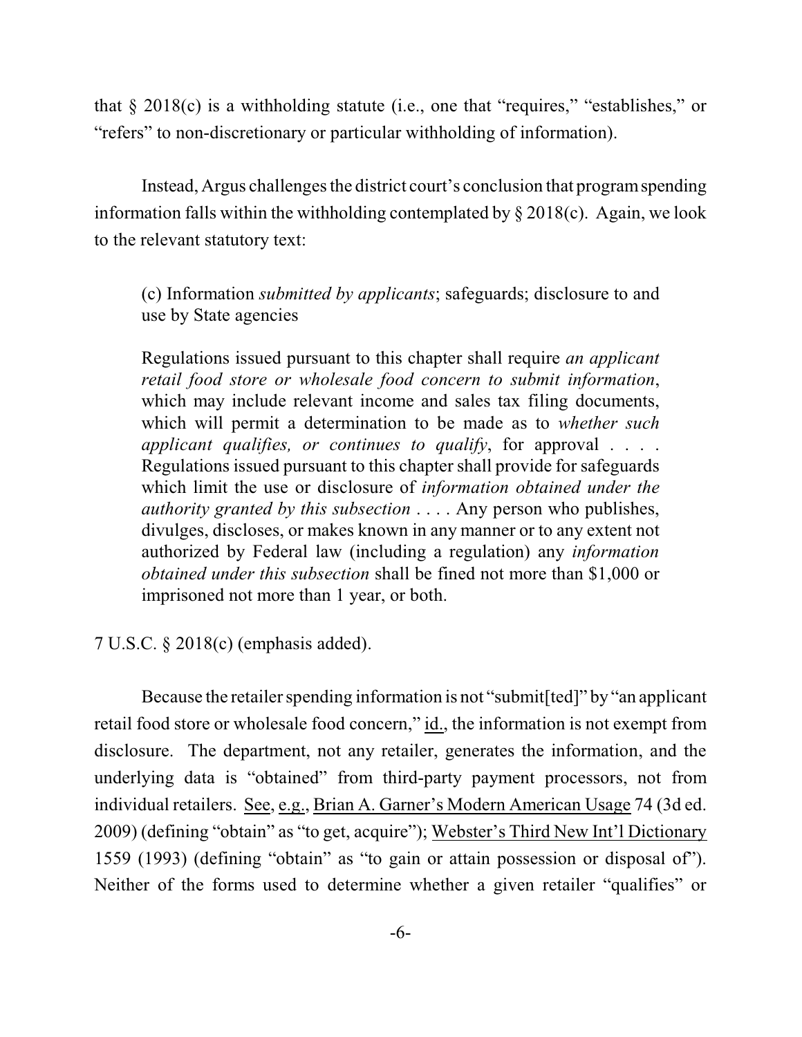that § 2018(c) is a withholding statute (i.e., one that "requires," "establishes," or "refers" to non-discretionary or particular withholding of information).

Instead, Argus challenges the district court's conclusion that program spending information falls within the withholding contemplated by § 2018(c). Again, we look to the relevant statutory text:

> (c) Information *submitted by applicants*; safeguards; disclosure to and use by State agencies
>
> Regulations issued pursuant to this chapter shall require *an applicant retail food store or wholesale food concern to submit information*, which may include relevant income and sales tax filing documents, which will permit a determination to be made as to *whether such applicant qualifies, or continues to qualify*, for approval . . . . Regulations issued pursuant to this chapter shall provide for safeguards which limit the use or disclosure of *information obtained under the authority granted by this subsection* . . . . Any person who publishes, divulges, discloses, or makes known in any manner or to any extent not authorized by Federal law (including a regulation) any *information obtained under this subsection* shall be fined not more than $1,000 or imprisoned not more than 1 year, or both.

7 U.S.C. § 2018(c) (emphasis added).

Because the retailer spending information is not "submit[ted]" by "an applicant retail food store or wholesale food concern," id., the information is not exempt from disclosure. The department, not any retailer, generates the information, and the underlying data is "obtained" from third-party payment processors, not from individual retailers. See, e.g., Brian A. Garner's Modern American Usage 74 (3d ed. 2009) (defining "obtain" as "to get, acquire"); Webster's Third New Int'l Dictionary 1559 (1993) (defining "obtain" as "to gain or attain possession or disposal of"). Neither of the forms used to determine whether a given retailer "qualifies" or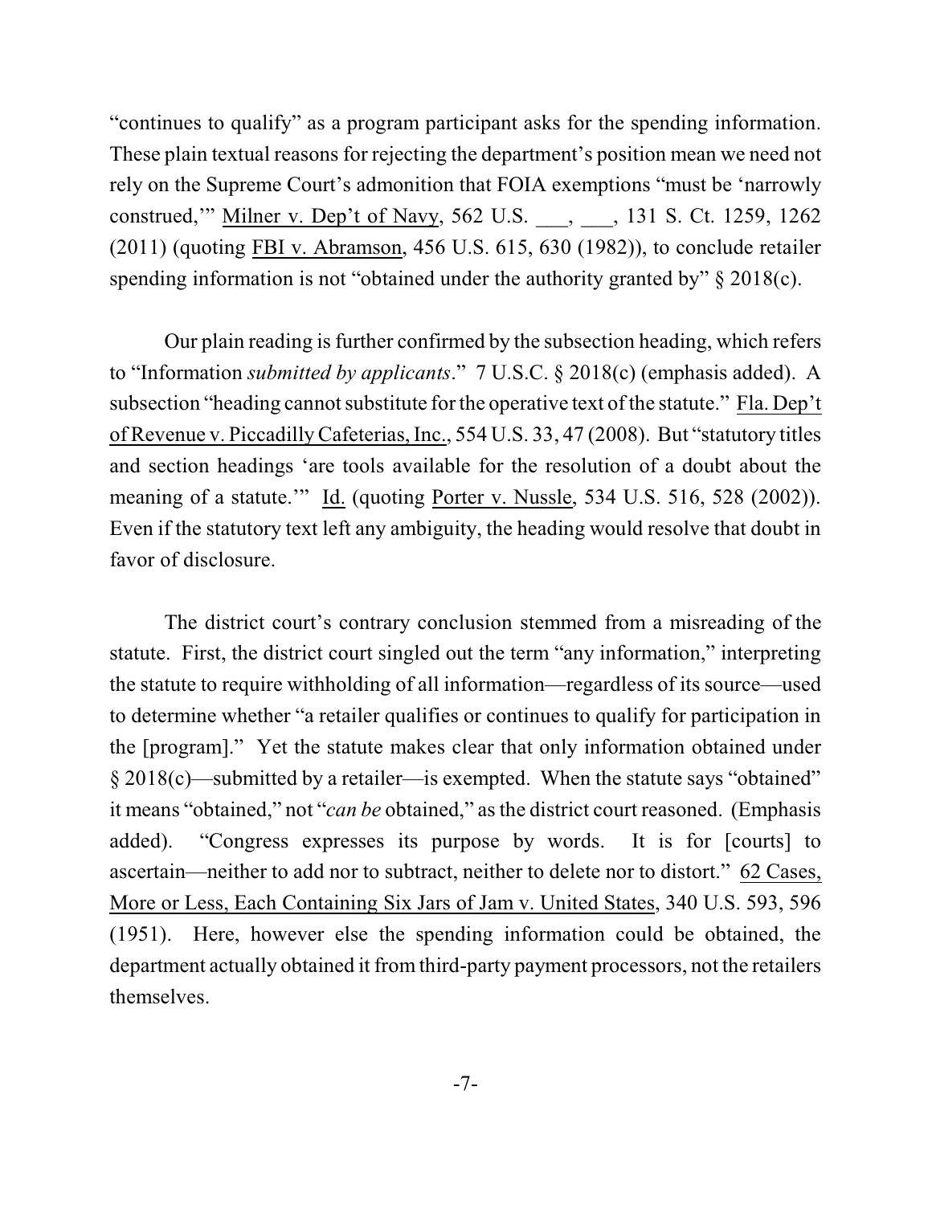"continues to qualify" as a program participant asks for the spending information. These plain textual reasons for rejecting the department's position mean we need not rely on the Supreme Court's admonition that FOIA exemptions "must be 'narrowly construed,'" Milner v. Dep't of Navy, 562 U.S. ___, ___, 131 S. Ct. 1259, 1262 (2011) (quoting FBI v. Abramson, 456 U.S. 615, 630 (1982)), to conclude retailer spending information is not "obtained under the authority granted by" § 2018(c).

Our plain reading is further confirmed by the subsection heading, which refers to "Information *submitted by applicants*." 7 U.S.C. § 2018(c) (emphasis added). A subsection "heading cannot substitute for the operative text of the statute." Fla. Dep't of Revenue v. Piccadilly Cafeterias, Inc., 554 U.S. 33, 47 (2008). But "statutory titles and section headings 'are tools available for the resolution of a doubt about the meaning of a statute.'" Id. (quoting Porter v. Nussle, 534 U.S. 516, 528 (2002)). Even if the statutory text left any ambiguity, the heading would resolve that doubt in favor of disclosure.

The district court's contrary conclusion stemmed from a misreading of the statute. First, the district court singled out the term "any information," interpreting the statute to require withholding of all information—regardless of its source—used to determine whether "a retailer qualifies or continues to qualify for participation in the [program]." Yet the statute makes clear that only information obtained under § 2018(c)—submitted by a retailer—is exempted. When the statute says "obtained" it means "obtained," not "*can be* obtained," as the district court reasoned. (Emphasis added). "Congress expresses its purpose by words. It is for [courts] to ascertain—neither to add nor to subtract, neither to delete nor to distort." 62 Cases, More or Less, Each Containing Six Jars of Jam v. United States, 340 U.S. 593, 596 (1951). Here, however else the spending information could be obtained, the department actually obtained it from third-party payment processors, not the retailers themselves.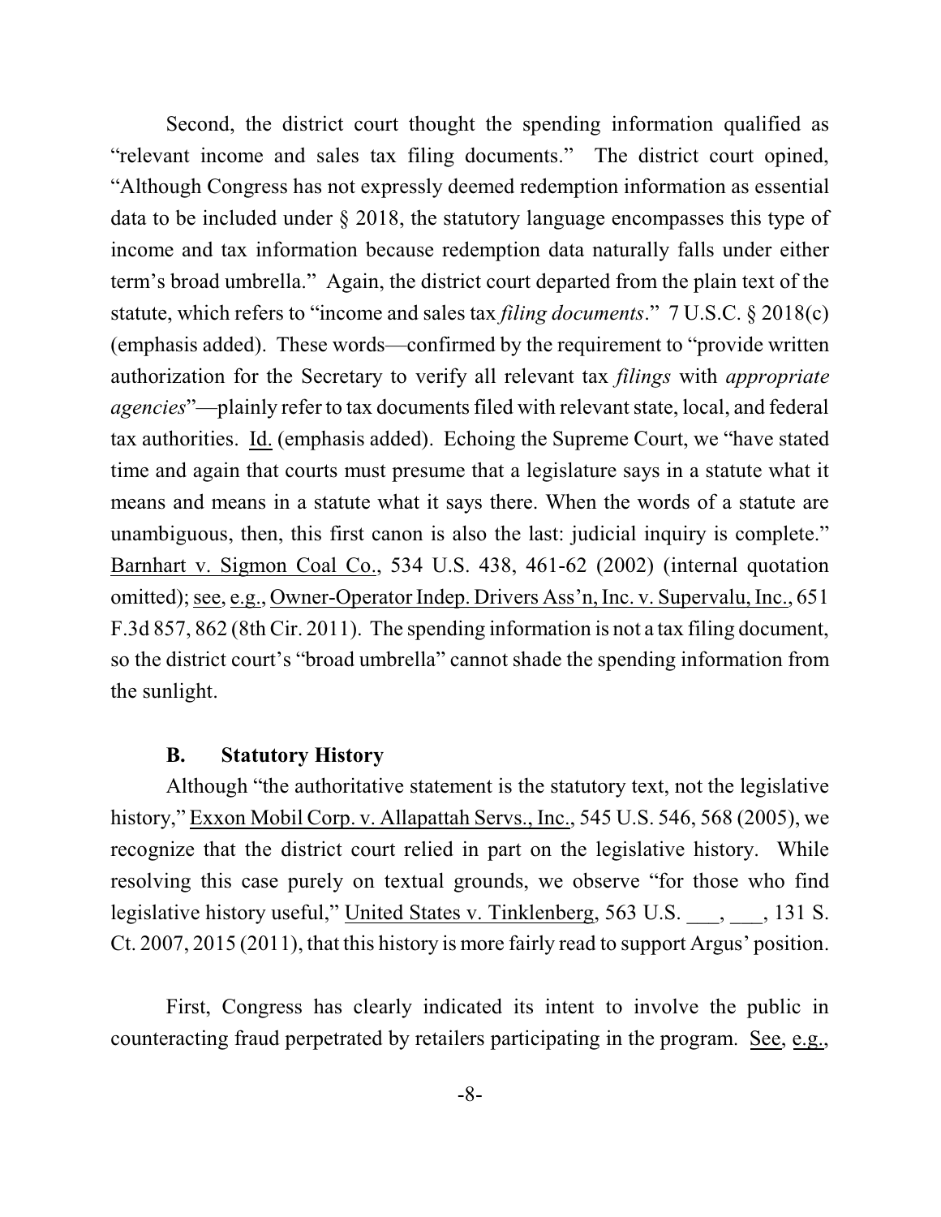Second, the district court thought the spending information qualified as "relevant income and sales tax filing documents." The district court opined, "Although Congress has not expressly deemed redemption information as essential data to be included under § 2018, the statutory language encompasses this type of income and tax information because redemption data naturally falls under either term's broad umbrella." Again, the district court departed from the plain text of the statute, which refers to "income and sales tax *filing documents*." 7 U.S.C. § 2018(c) (emphasis added). These words—confirmed by the requirement to "provide written authorization for the Secretary to verify all relevant tax *filings* with *appropriate agencies*"—plainly refer to tax documents filed with relevant state, local, and federal tax authorities. Id. (emphasis added). Echoing the Supreme Court, we "have stated time and again that courts must presume that a legislature says in a statute what it means and means in a statute what it says there. When the words of a statute are unambiguous, then, this first canon is also the last: judicial inquiry is complete." Barnhart v. Sigmon Coal Co., 534 U.S. 438, 461-62 (2002) (internal quotation omitted); see, e.g., Owner-Operator Indep. Drivers Ass'n, Inc. v. Supervalu, Inc., 651 F.3d 857, 862 (8th Cir. 2011). The spending information is not a tax filing document, so the district court's "broad umbrella" cannot shade the spending information from the sunlight.

### B. Statutory History

Although "the authoritative statement is the statutory text, not the legislative history," Exxon Mobil Corp. v. Allapattah Servs., Inc., 545 U.S. 546, 568 (2005), we recognize that the district court relied in part on the legislative history. While resolving this case purely on textual grounds, we observe "for those who find legislative history useful," United States v. Tinklenberg, 563 U.S. ___, ___, 131 S. Ct. 2007, 2015 (2011), that this history is more fairly read to support Argus' position.

First, Congress has clearly indicated its intent to involve the public in counteracting fraud perpetrated by retailers participating in the program. See, e.g.,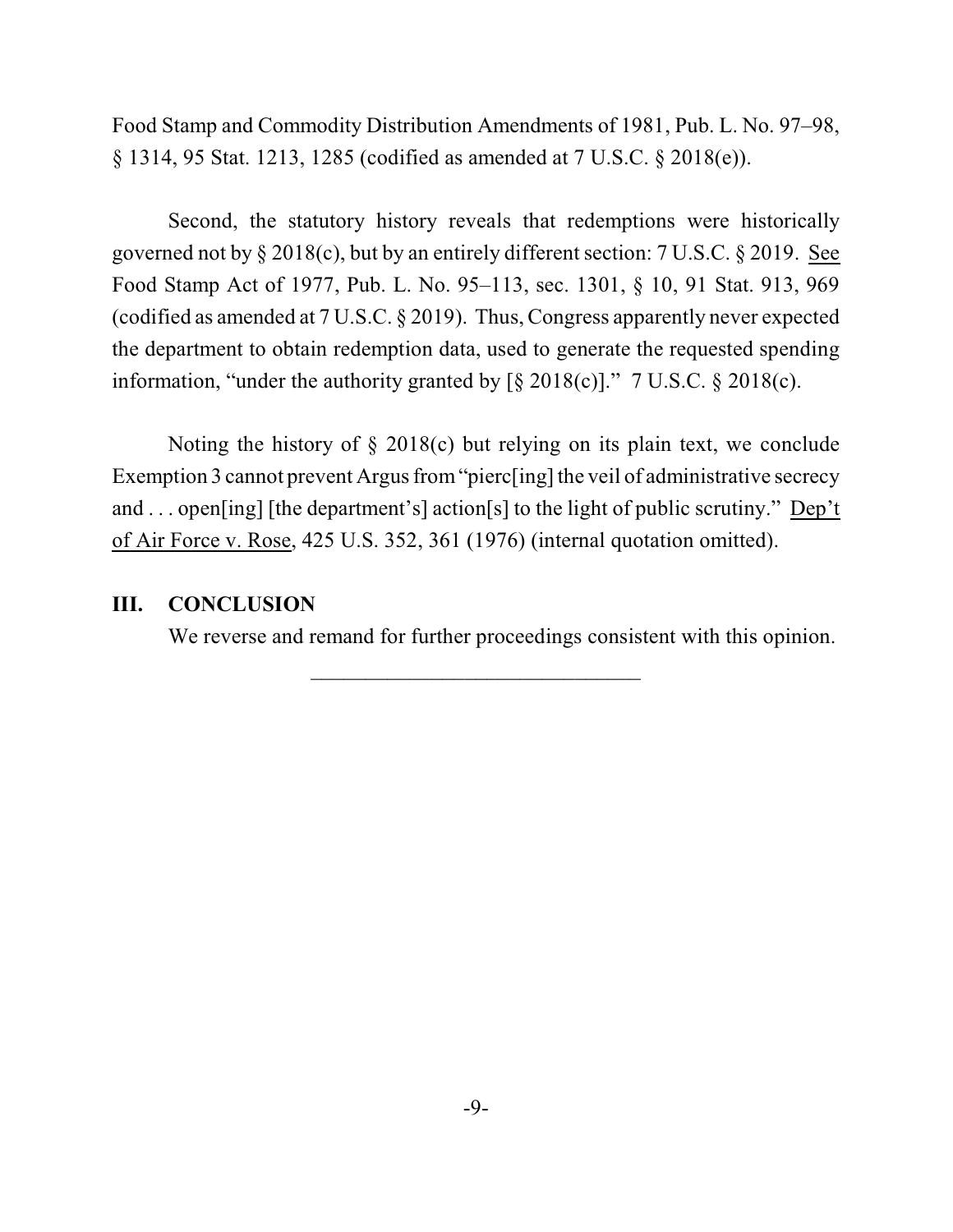Food Stamp and Commodity Distribution Amendments of 1981, Pub. L. No. 97–98, § 1314, 95 Stat. 1213, 1285 (codified as amended at 7 U.S.C. § 2018(e)).

Second, the statutory history reveals that redemptions were historically governed not by § 2018(c), but by an entirely different section: 7 U.S.C. § 2019. See Food Stamp Act of 1977, Pub. L. No. 95–113, sec. 1301, § 10, 91 Stat. 913, 969 (codified as amended at 7 U.S.C. § 2019). Thus, Congress apparently never expected the department to obtain redemption data, used to generate the requested spending information, "under the authority granted by [§ 2018(c)]." 7 U.S.C. § 2018(c).

Noting the history of § 2018(c) but relying on its plain text, we conclude Exemption 3 cannot prevent Argus from "pierc[ing] the veil of administrative secrecy and . . . open[ing] [the department's] action[s] to the light of public scrutiny." Dep't of Air Force v. Rose, 425 U.S. 352, 361 (1976) (internal quotation omitted).

## III. CONCLUSION

We reverse and remand for further proceedings consistent with this opinion.

______________________________